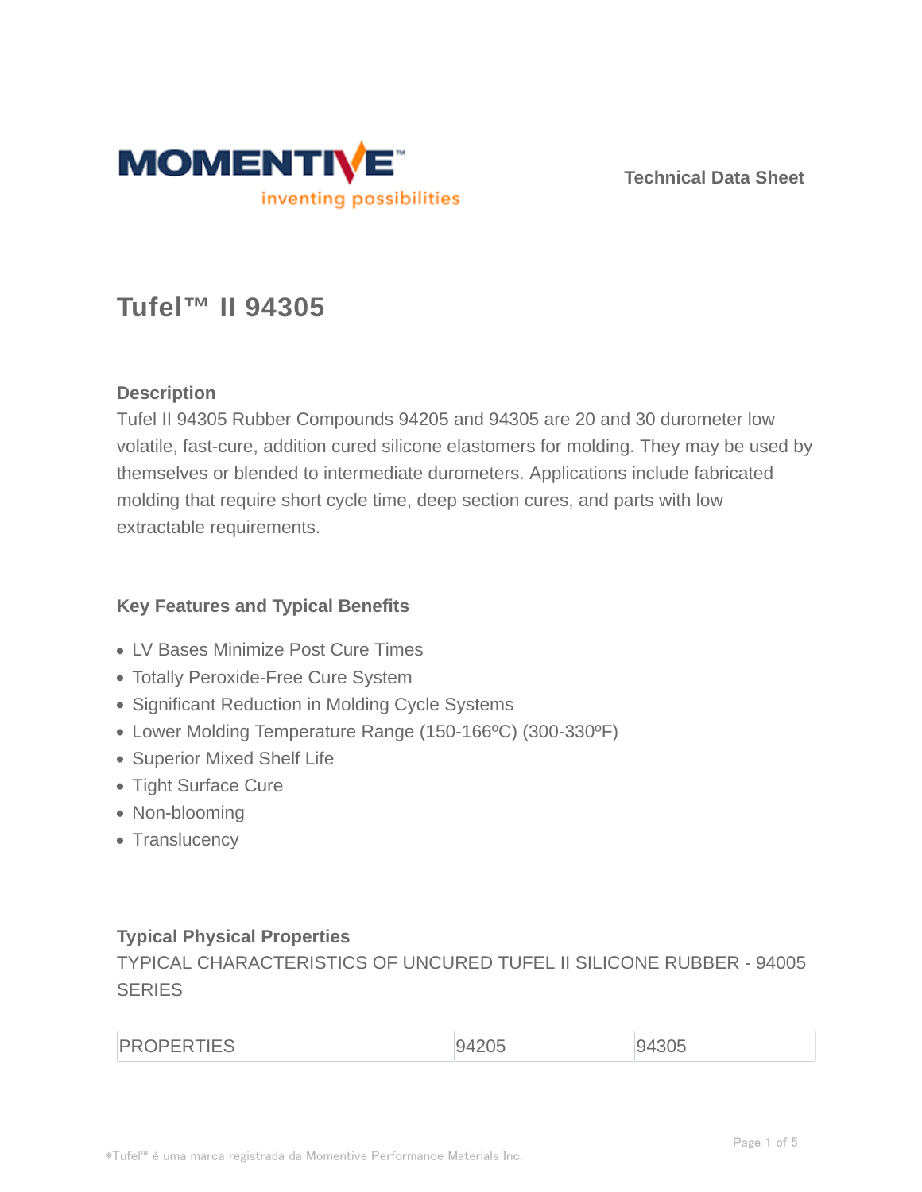Technical Data Sheet

# Tufel™ II 94305

## Description

Tufel II 94305 Rubber Compounds 94205 and 94305 are 20 and 30 durometer low volatile, fast-cure, addition cured silicone elastomers for molding. They may be used by themselves or blended to intermediate durometers. Applications include fabricated molding that require short cycle time, deep section cures, and parts with low extractable requirements.

## Key Features and Typical Benefits

- LV Bases Minimize Post Cure Times
- Totally Peroxide-Free Cure System
- Significant Reduction in Molding Cycle Systems
- Lower Molding Temperature Range (150-166ºC) (300-330ºF)
- Superior Mixed Shelf Life
- Tight Surface Cure
- Non-blooming
- Translucency

## Typical Physical Properties

TYPICAL CHARACTERISTICS OF UNCURED TUFEL II SILICONE RUBBER - 94005 SERIES

| PROPERTIES | 94205 | 94305 |
| --- | --- | --- |

*Tufel™ é uma marca registrada da Momentive Performance Materials Inc.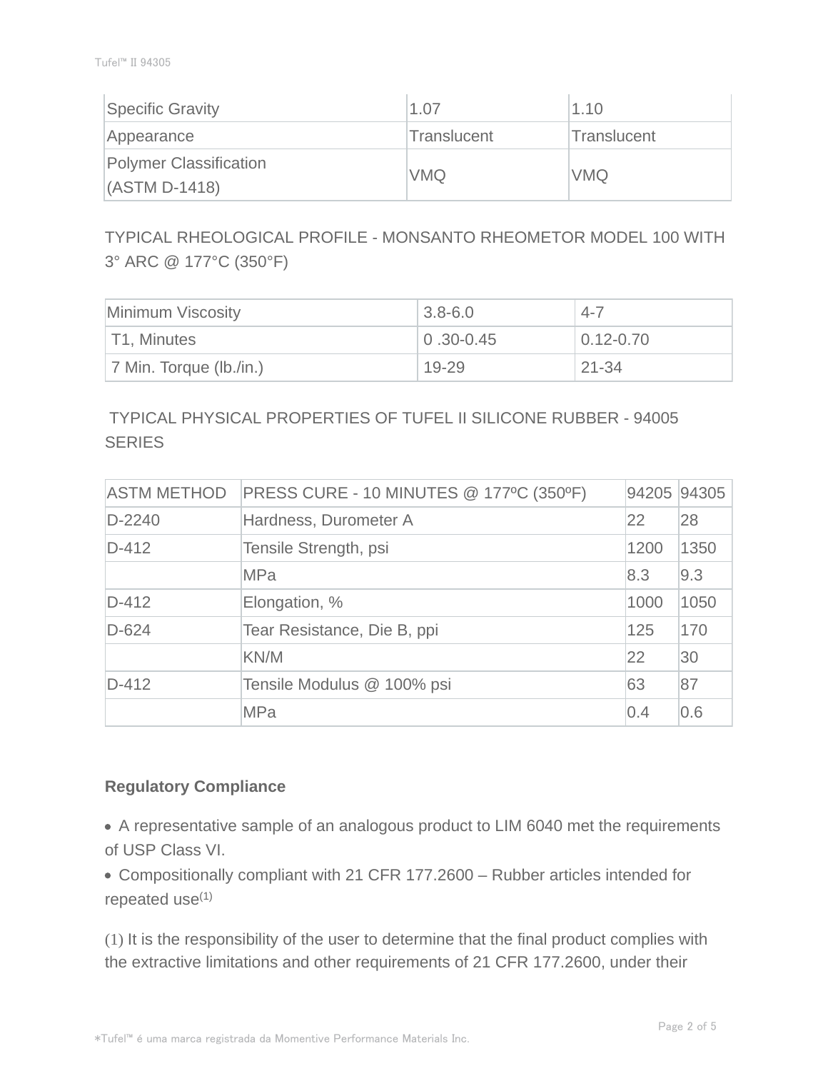| | | |
|---|---|---|
| Specific Gravity | 1.07 | 1.10 |
| Appearance | Translucent | Translucent |
| Polymer Classification (ASTM D-1418) | VMQ | VMQ |

TYPICAL RHEOLOGICAL PROFILE - MONSANTO RHEOMETOR MODEL 100 WITH 3° ARC @ 177°C (350°F)

| | | |
|---|---|---|
| Minimum Viscosity | 3.8-6.0 | 4-7 |
| T1, Minutes | 0 .30-0.45 | 0.12-0.70 |
| 7 Min. Torque (lb./in.) | 19-29 | 21-34 |

TYPICAL PHYSICAL PROPERTIES OF TUFEL II SILICONE RUBBER - 94005 SERIES

| ASTM METHOD | PRESS CURE - 10 MINUTES @ 177ºC (350ºF) | 94205 | 94305 |
|---|---|---|---|
| D-2240 | Hardness, Durometer A | 22 | 28 |
| D-412 | Tensile Strength, psi | 1200 | 1350 |
| | MPa | 8.3 | 9.3 |
| D-412 | Elongation, % | 1000 | 1050 |
| D-624 | Tear Resistance, Die B, ppi | 125 | 170 |
| | KN/M | 22 | 30 |
| D-412 | Tensile Modulus @ 100% psi | 63 | 87 |
| | MPa | 0.4 | 0.6 |

**Regulatory Compliance**

- A representative sample of an analogous product to LIM 6040 met the requirements of USP Class VI.
- Compositionally compliant with 21 CFR 177.2600 – Rubber articles intended for repeated use[1]

(1) It is the responsibility of the user to determine that the final product complies with the extractive limitations and other requirements of 21 CFR 177.2600, under their

*Tufel™ é uma marca registrada da Momentive Performance Materials Inc.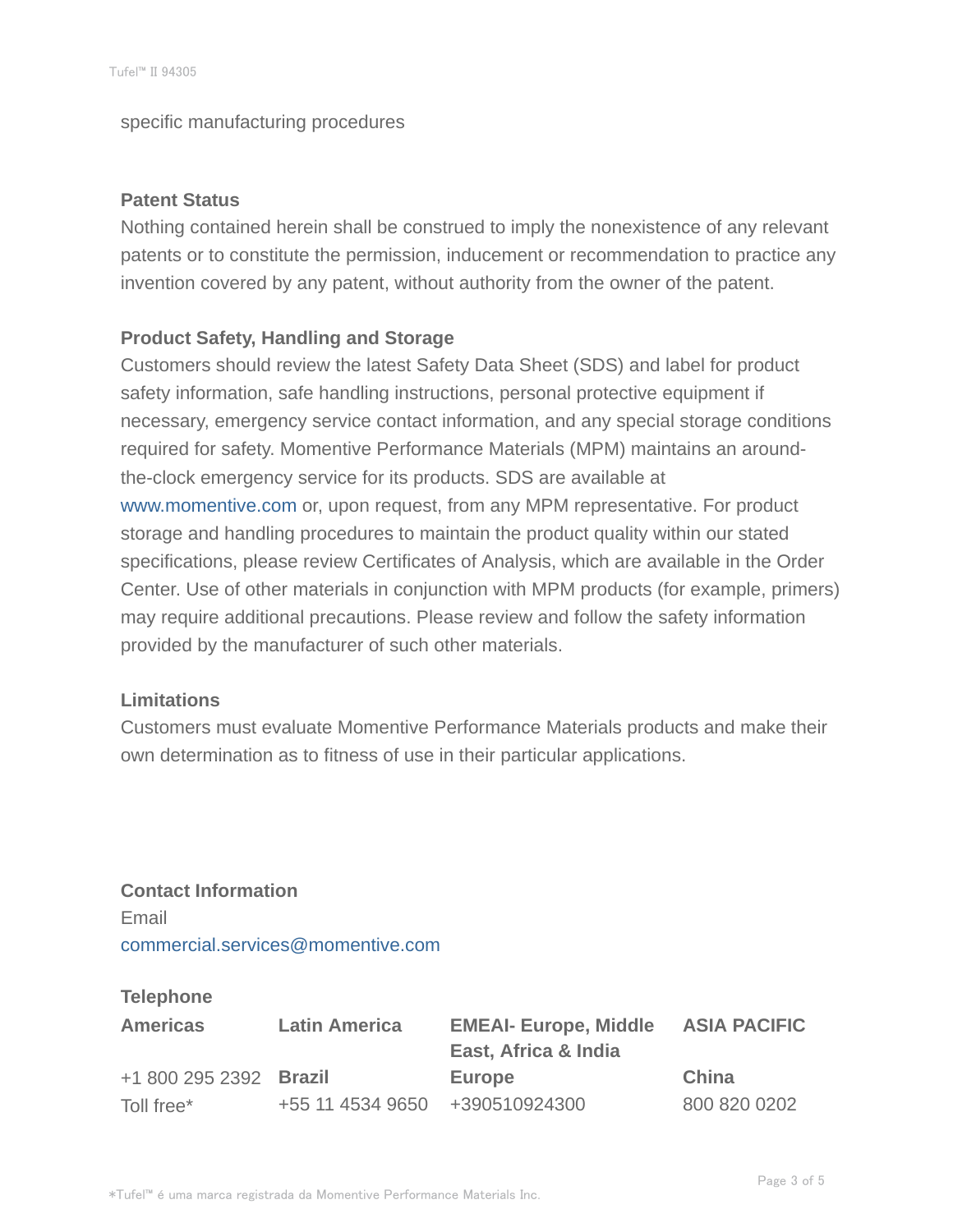specific manufacturing procedures

**Patent Status**

Nothing contained herein shall be construed to imply the nonexistence of any relevant patents or to constitute the permission, inducement or recommendation to practice any invention covered by any patent, without authority from the owner of the patent.

**Product Safety, Handling and Storage**

Customers should review the latest Safety Data Sheet (SDS) and label for product safety information, safe handling instructions, personal protective equipment if necessary, emergency service contact information, and any special storage conditions required for safety. Momentive Performance Materials (MPM) maintains an around-the-clock emergency service for its products. SDS are available at www.momentive.com or, upon request, from any MPM representative. For product storage and handling procedures to maintain the product quality within our stated specifications, please review Certificates of Analysis, which are available in the Order Center. Use of other materials in conjunction with MPM products (for example, primers) may require additional precautions. Please review and follow the safety information provided by the manufacturer of such other materials.

**Limitations**

Customers must evaluate Momentive Performance Materials products and make their own determination as to fitness of use in their particular applications.

**Contact Information**

Email

commercial.services@momentive.com

**Telephone**

| **Americas** | **Latin America** | **EMEAI- Europe, Middle East, Africa & India** | **ASIA PACIFIC** |
|---|---|---|---|
| +1 800 295 2392 | **Brazil** | **Europe** | **China** |
| Toll free* | +55 11 4534 9650 | +390510924300 | 800 820 0202 |

*Tufel™ é uma marca registrada da Momentive Performance Materials Inc.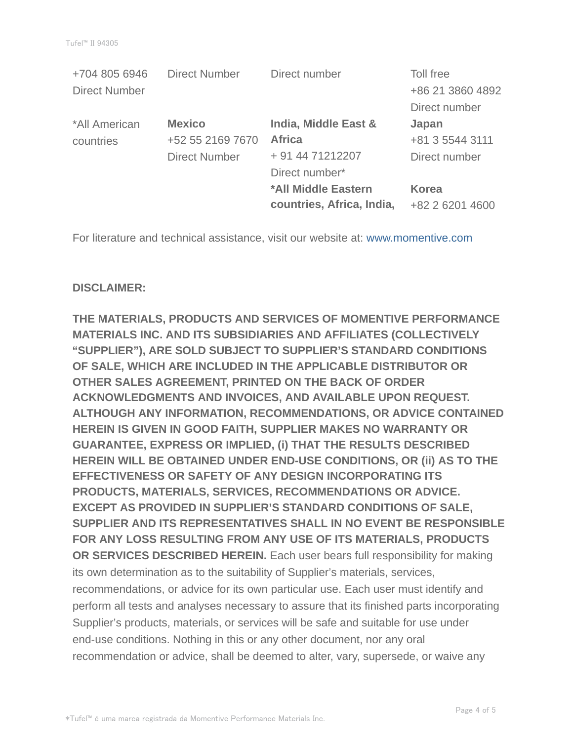| | | | |
|---|---|---|---|
| +704 805 6946 Direct Number | Direct Number | Direct number | Toll free +86 21 3860 4892 Direct number |
| *All American countries | **Mexico** +52 55 2169 7670 Direct Number | **India, Middle East & Africa** + 91 44 71212207 Direct number* | **Japan** +81 3 5544 3111 Direct number |
| | | ***All Middle Eastern countries, Africa, India,** | **Korea** +82 2 6201 4600 |

For literature and technical assistance, visit our website at: www.momentive.com

**DISCLAIMER:**

**THE MATERIALS, PRODUCTS AND SERVICES OF MOMENTIVE PERFORMANCE MATERIALS INC. AND ITS SUBSIDIARIES AND AFFILIATES (COLLECTIVELY "SUPPLIER"), ARE SOLD SUBJECT TO SUPPLIER'S STANDARD CONDITIONS OF SALE, WHICH ARE INCLUDED IN THE APPLICABLE DISTRIBUTOR OR OTHER SALES AGREEMENT, PRINTED ON THE BACK OF ORDER ACKNOWLEDGMENTS AND INVOICES, AND AVAILABLE UPON REQUEST. ALTHOUGH ANY INFORMATION, RECOMMENDATIONS, OR ADVICE CONTAINED HEREIN IS GIVEN IN GOOD FAITH, SUPPLIER MAKES NO WARRANTY OR GUARANTEE, EXPRESS OR IMPLIED, (i) THAT THE RESULTS DESCRIBED HEREIN WILL BE OBTAINED UNDER END-USE CONDITIONS, OR (ii) AS TO THE EFFECTIVENESS OR SAFETY OF ANY DESIGN INCORPORATING ITS PRODUCTS, MATERIALS, SERVICES, RECOMMENDATIONS OR ADVICE. EXCEPT AS PROVIDED IN SUPPLIER'S STANDARD CONDITIONS OF SALE, SUPPLIER AND ITS REPRESENTATIVES SHALL IN NO EVENT BE RESPONSIBLE FOR ANY LOSS RESULTING FROM ANY USE OF ITS MATERIALS, PRODUCTS OR SERVICES DESCRIBED HEREIN.** Each user bears full responsibility for making its own determination as to the suitability of Supplier's materials, services, recommendations, or advice for its own particular use. Each user must identify and perform all tests and analyses necessary to assure that its finished parts incorporating Supplier's products, materials, or services will be safe and suitable for use under end-use conditions. Nothing in this or any other document, nor any oral recommendation or advice, shall be deemed to alter, vary, supersede, or waive any

*Tufel™ é uma marca registrada da Momentive Performance Materials Inc.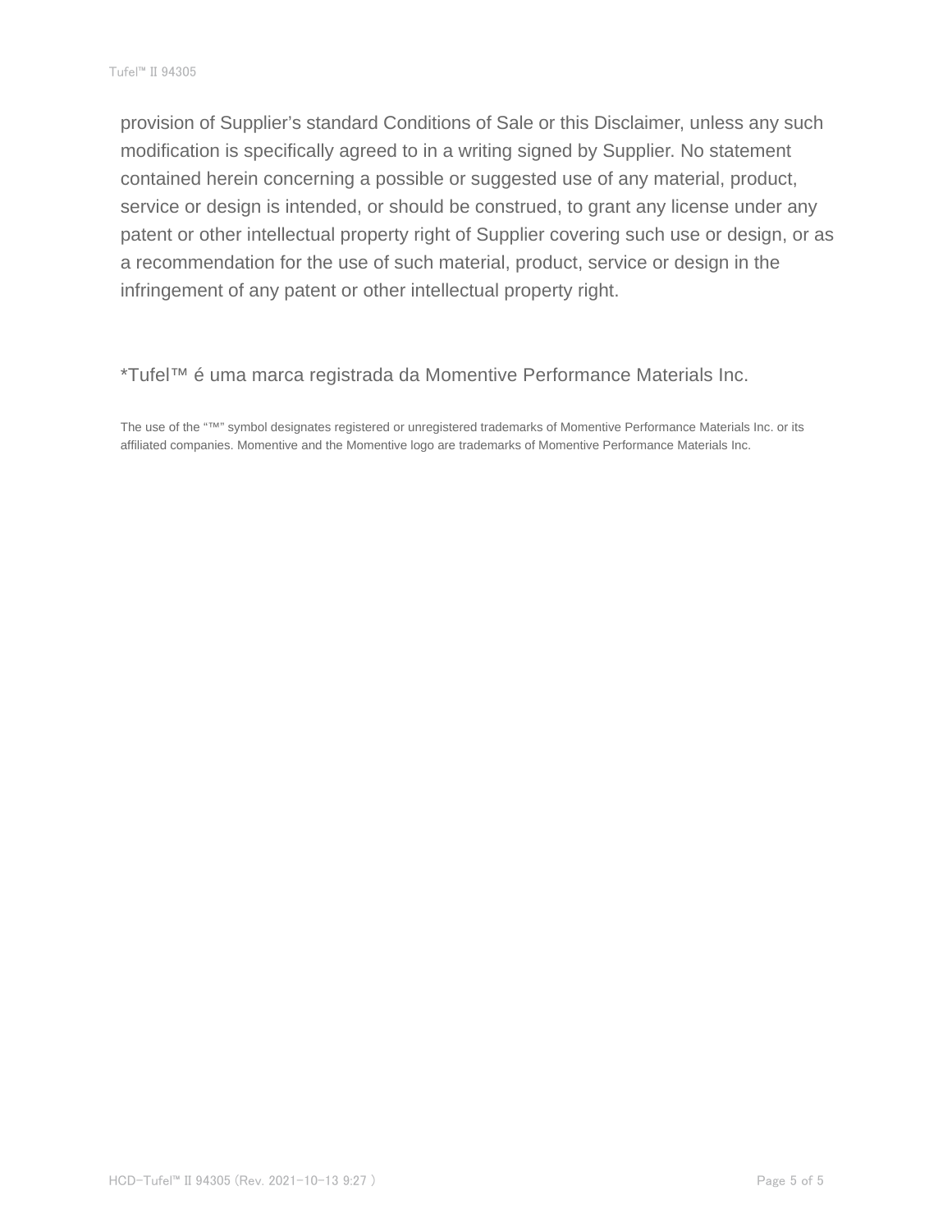provision of Supplier's standard Conditions of Sale or this Disclaimer, unless any such modification is specifically agreed to in a writing signed by Supplier. No statement contained herein concerning a possible or suggested use of any material, product, service or design is intended, or should be construed, to grant any license under any patent or other intellectual property right of Supplier covering such use or design, or as a recommendation for the use of such material, product, service or design in the infringement of any patent or other intellectual property right.

*Tufel™ é uma marca registrada da Momentive Performance Materials Inc.

The use of the "™" symbol designates registered or unregistered trademarks of Momentive Performance Materials Inc. or its affiliated companies. Momentive and the Momentive logo are trademarks of Momentive Performance Materials Inc.